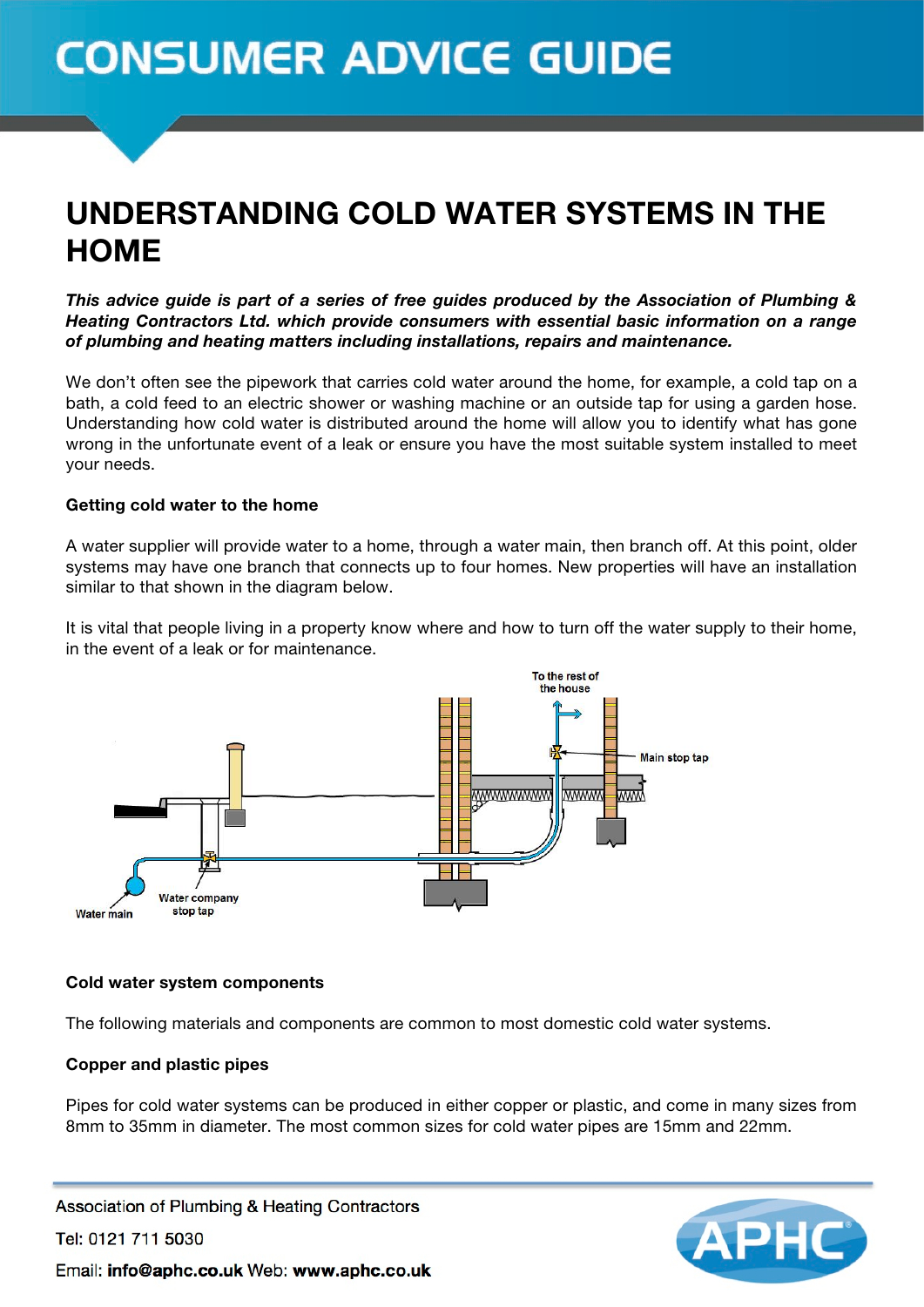CONSUMER ADVICE GUIDE

# UNDERSTANDING COLD WATER SYSTEMS IN THE HOME

***This advice guide is part of a series of free guides produced by the Association of Plumbing & Heating Contractors Ltd. which provide consumers with essential basic information on a range of plumbing and heating matters including installations, repairs and maintenance.***

We don't often see the pipework that carries cold water around the home, for example, a cold tap on a bath, a cold feed to an electric shower or washing machine or an outside tap for using a garden hose. Understanding how cold water is distributed around the home will allow you to identify what has gone wrong in the unfortunate event of a leak or ensure you have the most suitable system installed to meet your needs.

### Getting cold water to the home

A water supplier will provide water to a home, through a water main, then branch off. At this point, older systems may have one branch that connects up to four homes. New properties will have an installation similar to that shown in the diagram below.

It is vital that people living in a property know where and how to turn off the water supply to their home, in the event of a leak or for maintenance.

To the rest of the house

Main stop tap

Water main

Water company stop tap

### Cold water system components

The following materials and components are common to most domestic cold water systems.

### Copper and plastic pipes

Pipes for cold water systems can be produced in either copper or plastic, and come in many sizes from 8mm to 35mm in diameter. The most common sizes for cold water pipes are 15mm and 22mm.

Association of Plumbing & Heating Contractors

Tel: 0121 711 5030

Email: **info@aphc.co.uk** Web: **www.aphc.co.uk**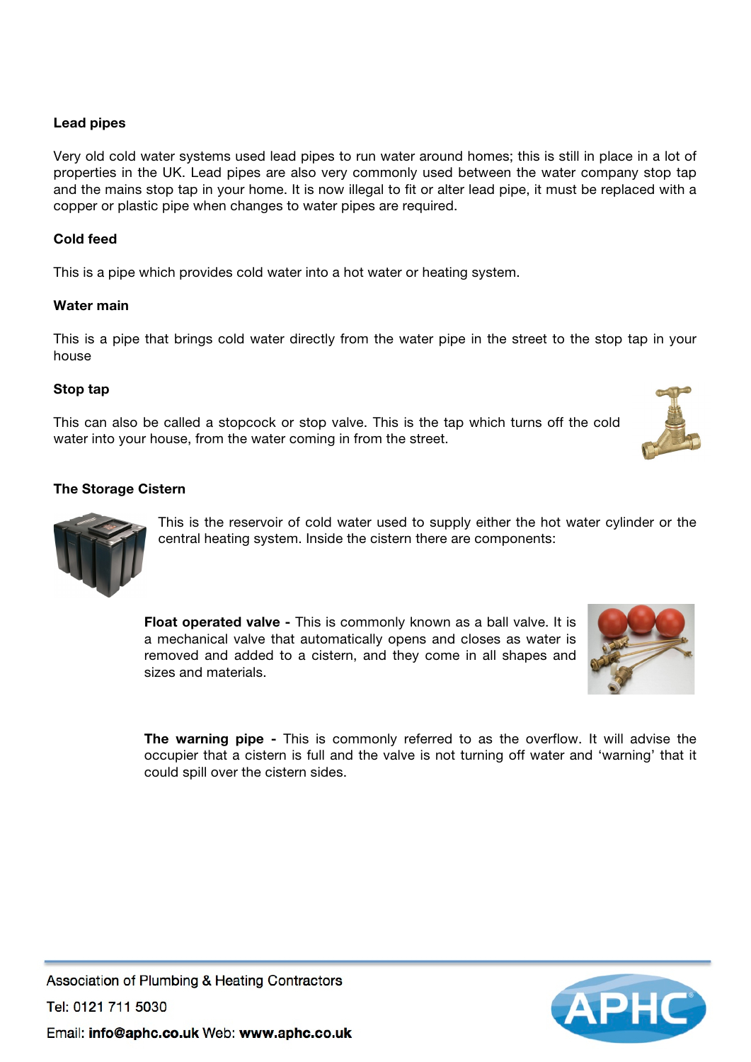**Lead pipes**

Very old cold water systems used lead pipes to run water around homes; this is still in place in a lot of properties in the UK. Lead pipes are also very commonly used between the water company stop tap and the mains stop tap in your home. It is now illegal to fit or alter lead pipe, it must be replaced with a copper or plastic pipe when changes to water pipes are required.

**Cold feed**

This is a pipe which provides cold water into a hot water or heating system.

**Water main**

This is a pipe that brings cold water directly from the water pipe in the street to the stop tap in your house

**Stop tap**

This can also be called a stopcock or stop valve. This is the tap which turns off the cold water into your house, from the water coming in from the street.

**The Storage Cistern**

This is the reservoir of cold water used to supply either the hot water cylinder or the central heating system. Inside the cistern there are components:

**Float operated valve -** This is commonly known as a ball valve. It is a mechanical valve that automatically opens and closes as water is removed and added to a cistern, and they come in all shapes and sizes and materials.

**The warning pipe -** This is commonly referred to as the overflow. It will advise the occupier that a cistern is full and the valve is not turning off water and 'warning' that it could spill over the cistern sides.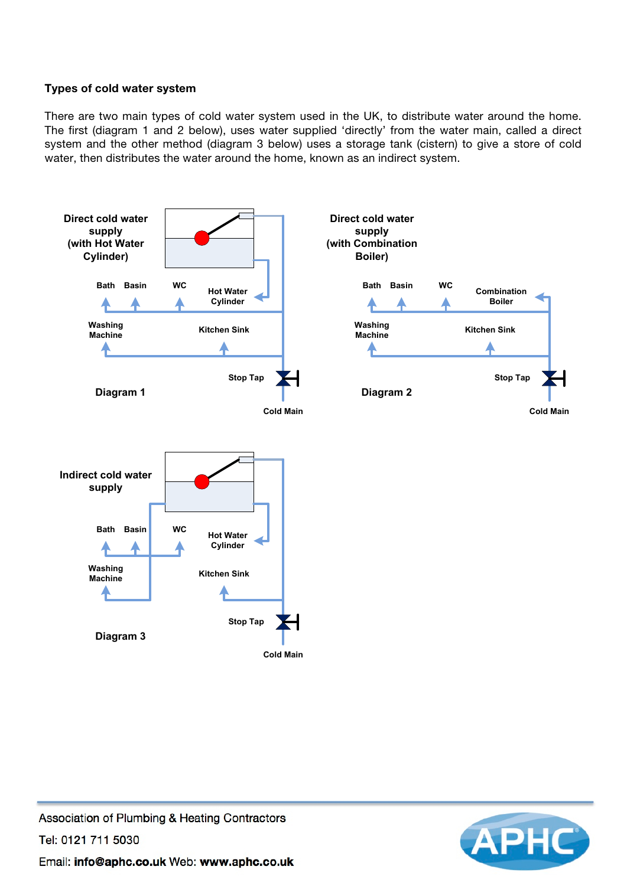**Types of cold water system**

There are two main types of cold water system used in the UK, to distribute water around the home. The first (diagram 1 and 2 below), uses water supplied 'directly' from the water main, called a direct system and the other method (diagram 3 below) uses a storage tank (cistern) to give a store of cold water, then distributes the water around the home, known as an indirect system.

**Direct cold water supply (with Hot Water Cylinder)**

Bath Basin WC Hot Water Cylinder

Washing Machine Kitchen Sink

Stop Tap

**Diagram 1**

Cold Main

**Direct cold water supply (with Combination Boiler)**

Bath Basin WC Combination Boiler

Washing Machine Kitchen Sink

Stop Tap

**Diagram 2**

Cold Main

**Indirect cold water supply**

Bath Basin WC Hot Water Cylinder

Washing Machine Kitchen Sink

Stop Tap

**Diagram 3**

Cold Main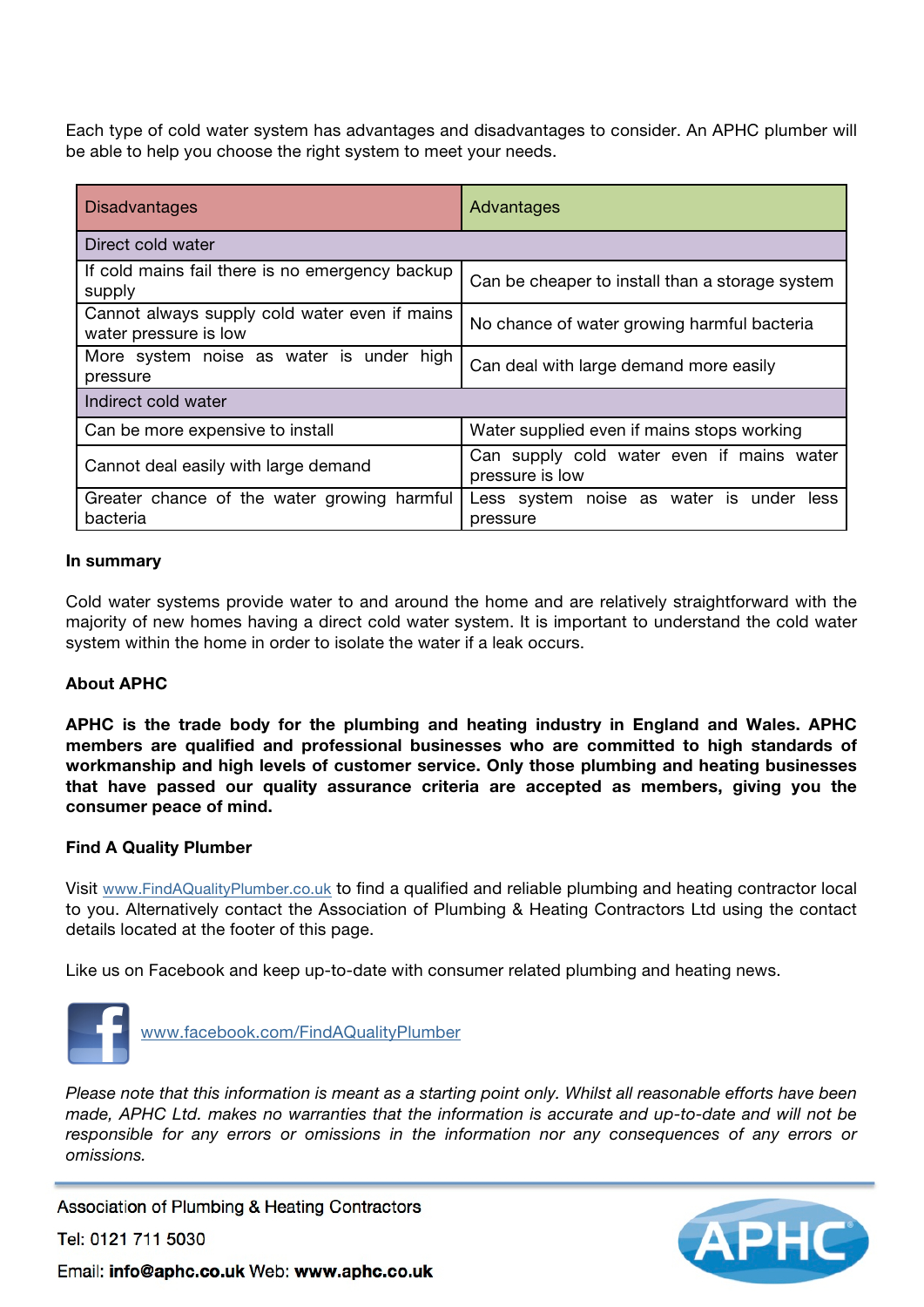Each type of cold water system has advantages and disadvantages to consider. An APHC plumber will be able to help you choose the right system to meet your needs.

| Disadvantages | Advantages |
|---|---|
| Direct cold water | |
| If cold mains fail there is no emergency backup supply | Can be cheaper to install than a storage system |
| Cannot always supply cold water even if mains water pressure is low | No chance of water growing harmful bacteria |
| More system noise as water is under high pressure | Can deal with large demand more easily |
| Indirect cold water | |
| Can be more expensive to install | Water supplied even if mains stops working |
| Cannot deal easily with large demand | Can supply cold water even if mains water pressure is low |
| Greater chance of the water growing harmful bacteria | Less system noise as water is under less pressure |

**In summary**

Cold water systems provide water to and around the home and are relatively straightforward with the majority of new homes having a direct cold water system. It is important to understand the cold water system within the home in order to isolate the water if a leak occurs.

**About APHC**

**APHC is the trade body for the plumbing and heating industry in England and Wales. APHC members are qualified and professional businesses who are committed to high standards of workmanship and high levels of customer service. Only those plumbing and heating businesses that have passed our quality assurance criteria are accepted as members, giving you the consumer peace of mind.**

**Find A Quality Plumber**

Visit www.FindAQualityPlumber.co.uk to find a qualified and reliable plumbing and heating contractor local to you. Alternatively contact the Association of Plumbing & Heating Contractors Ltd using the contact details located at the footer of this page.

Like us on Facebook and keep up-to-date with consumer related plumbing and heating news.

www.facebook.com/FindAQualityPlumber

*Please note that this information is meant as a starting point only. Whilst all reasonable efforts have been made, APHC Ltd. makes no warranties that the information is accurate and up-to-date and will not be responsible for any errors or omissions in the information nor any consequences of any errors or omissions.*

Association of Plumbing & Heating Contractors

Tel: 0121 711 5030

Email: **info@aphc.co.uk** Web: **www.aphc.co.uk**